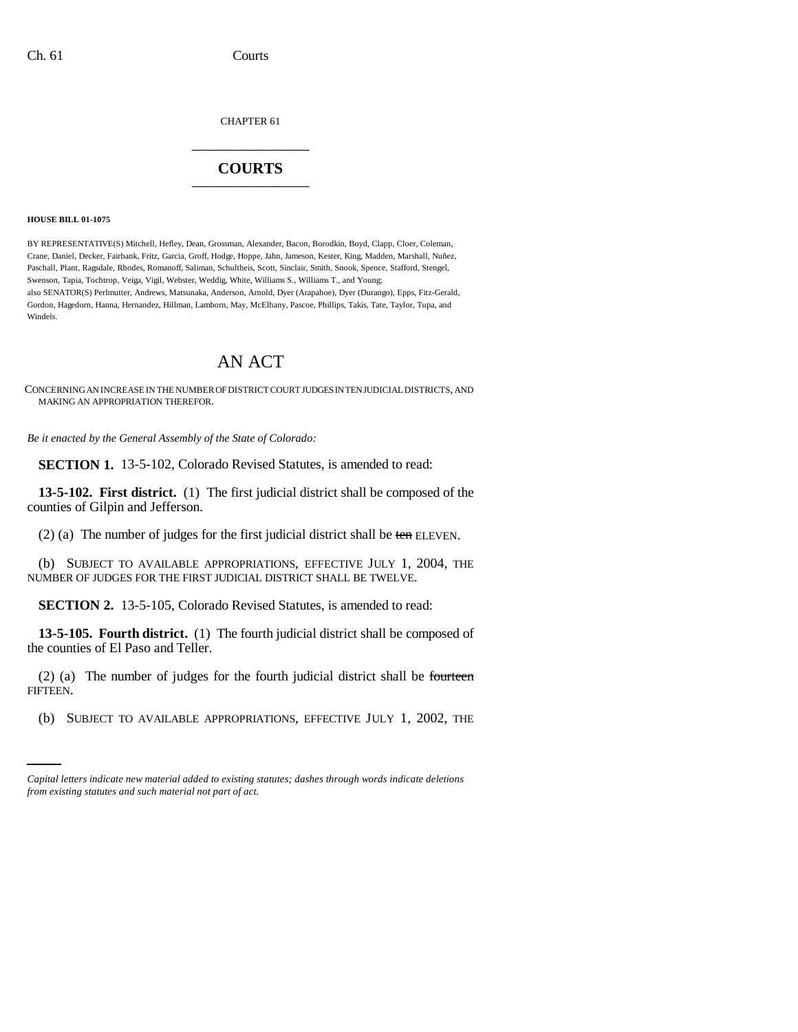CHAPTER 61

# COURTS

**HOUSE BILL 01-1075**

BY REPRESENTATIVE(S) Mitchell, Hefley, Dean, Grossman, Alexander, Bacon, Borodkin, Boyd, Clapp, Cloer, Coleman, Crane, Daniel, Decker, Fairbank, Fritz, Garcia, Groff, Hodge, Hoppe, Jahn, Jameson, Kester, King, Madden, Marshall, Nuñez, Paschall, Plant, Ragsdale, Rhodes, Romanoff, Saliman, Schultheis, Scott, Sinclair, Smith, Snook, Spence, Stafford, Stengel, Swenson, Tapia, Tochtrop, Veiga, Vigil, Webster, Weddig, White, Williams S., Williams T., and Young;
also SENATOR(S) Perlmutter, Andrews, Matsunaka, Anderson, Arnold, Dyer (Arapahoe), Dyer (Durango), Epps, Fitz-Gerald, Gordon, Hagedorn, Hanna, Hernandez, Hillman, Lamborn, May, McElhany, Pascoe, Phillips, Takis, Tate, Taylor, Tupa, and Windels.

## AN ACT

CONCERNING AN INCREASE IN THE NUMBER OF DISTRICT COURT JUDGES IN TEN JUDICIAL DISTRICTS, AND MAKING AN APPROPRIATION THEREFOR.

*Be it enacted by the General Assembly of the State of Colorado:*

**SECTION 1.** 13-5-102, Colorado Revised Statutes, is amended to read:

**13-5-102. First district.** (1) The first judicial district shall be composed of the counties of Gilpin and Jefferson.

(2) (a) The number of judges for the first judicial district shall be ~~ten~~ ELEVEN.

(b) SUBJECT TO AVAILABLE APPROPRIATIONS, EFFECTIVE JULY 1, 2004, THE NUMBER OF JUDGES FOR THE FIRST JUDICIAL DISTRICT SHALL BE TWELVE.

**SECTION 2.** 13-5-105, Colorado Revised Statutes, is amended to read:

**13-5-105. Fourth district.** (1) The fourth judicial district shall be composed of the counties of El Paso and Teller.

(2) (a) The number of judges for the fourth judicial district shall be ~~fourteen~~ FIFTEEN.

(b) SUBJECT TO AVAILABLE APPROPRIATIONS, EFFECTIVE JULY 1, 2002, THE

*Capital letters indicate new material added to existing statutes; dashes through words indicate deletions from existing statutes and such material not part of act.*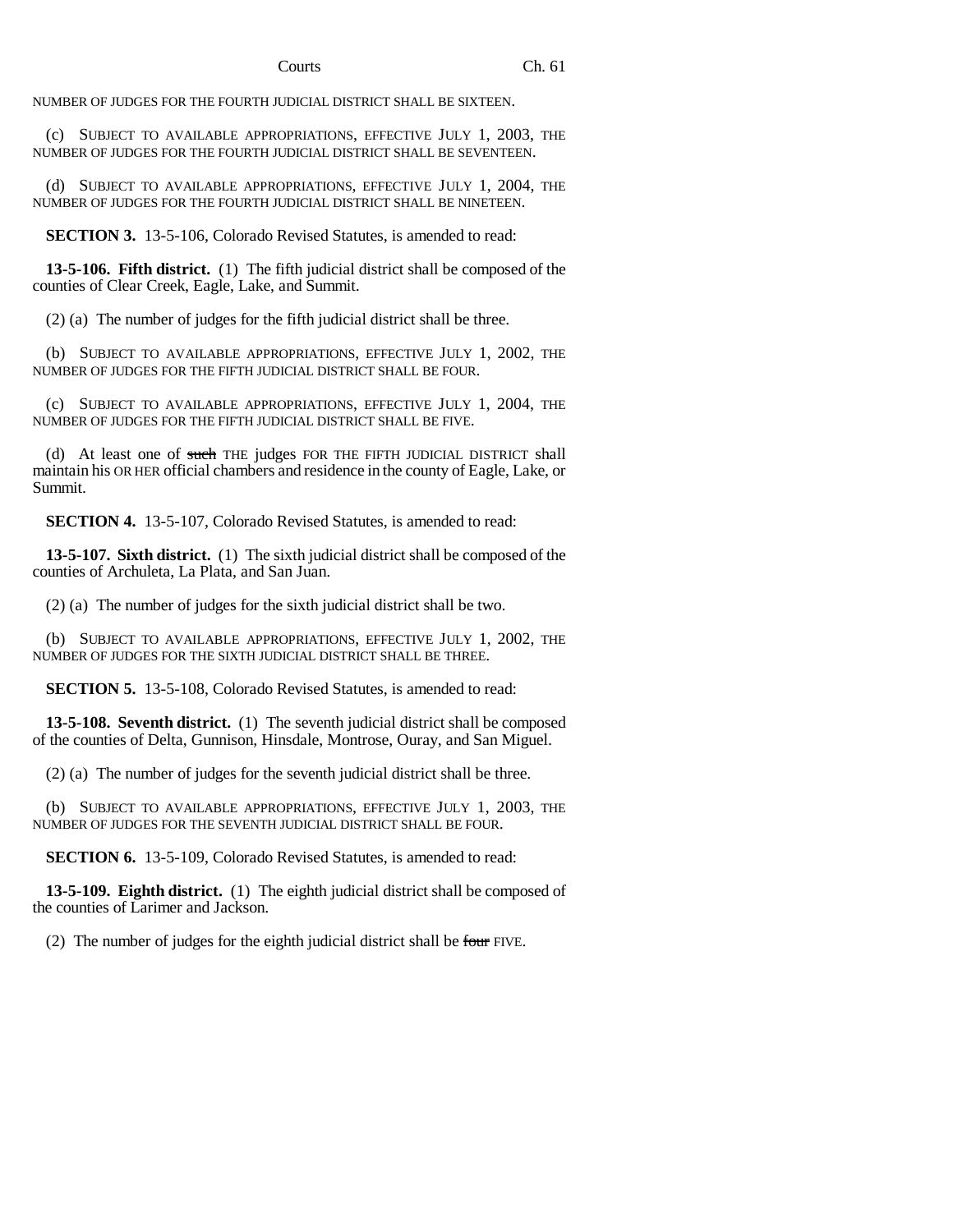NUMBER OF JUDGES FOR THE FOURTH JUDICIAL DISTRICT SHALL BE SIXTEEN.

(c) SUBJECT TO AVAILABLE APPROPRIATIONS, EFFECTIVE JULY 1, 2003, THE NUMBER OF JUDGES FOR THE FOURTH JUDICIAL DISTRICT SHALL BE SEVENTEEN.

(d) SUBJECT TO AVAILABLE APPROPRIATIONS, EFFECTIVE JULY 1, 2004, THE NUMBER OF JUDGES FOR THE FOURTH JUDICIAL DISTRICT SHALL BE NINETEEN.

**SECTION 3.** 13-5-106, Colorado Revised Statutes, is amended to read:

**13-5-106. Fifth district.** (1) The fifth judicial district shall be composed of the counties of Clear Creek, Eagle, Lake, and Summit.

(2) (a) The number of judges for the fifth judicial district shall be three.

(b) SUBJECT TO AVAILABLE APPROPRIATIONS, EFFECTIVE JULY 1, 2002, THE NUMBER OF JUDGES FOR THE FIFTH JUDICIAL DISTRICT SHALL BE FOUR.

(c) SUBJECT TO AVAILABLE APPROPRIATIONS, EFFECTIVE JULY 1, 2004, THE NUMBER OF JUDGES FOR THE FIFTH JUDICIAL DISTRICT SHALL BE FIVE.

(d) At least one of ~~such~~ THE judges FOR THE FIFTH JUDICIAL DISTRICT shall maintain his OR HER official chambers and residence in the county of Eagle, Lake, or Summit.

**SECTION 4.** 13-5-107, Colorado Revised Statutes, is amended to read:

**13-5-107. Sixth district.** (1) The sixth judicial district shall be composed of the counties of Archuleta, La Plata, and San Juan.

(2) (a) The number of judges for the sixth judicial district shall be two.

(b) SUBJECT TO AVAILABLE APPROPRIATIONS, EFFECTIVE JULY 1, 2002, THE NUMBER OF JUDGES FOR THE SIXTH JUDICIAL DISTRICT SHALL BE THREE.

**SECTION 5.** 13-5-108, Colorado Revised Statutes, is amended to read:

**13-5-108. Seventh district.** (1) The seventh judicial district shall be composed of the counties of Delta, Gunnison, Hinsdale, Montrose, Ouray, and San Miguel.

(2) (a) The number of judges for the seventh judicial district shall be three.

(b) SUBJECT TO AVAILABLE APPROPRIATIONS, EFFECTIVE JULY 1, 2003, THE NUMBER OF JUDGES FOR THE SEVENTH JUDICIAL DISTRICT SHALL BE FOUR.

**SECTION 6.** 13-5-109, Colorado Revised Statutes, is amended to read:

**13-5-109. Eighth district.** (1) The eighth judicial district shall be composed of the counties of Larimer and Jackson.

(2) The number of judges for the eighth judicial district shall be ~~four~~ FIVE.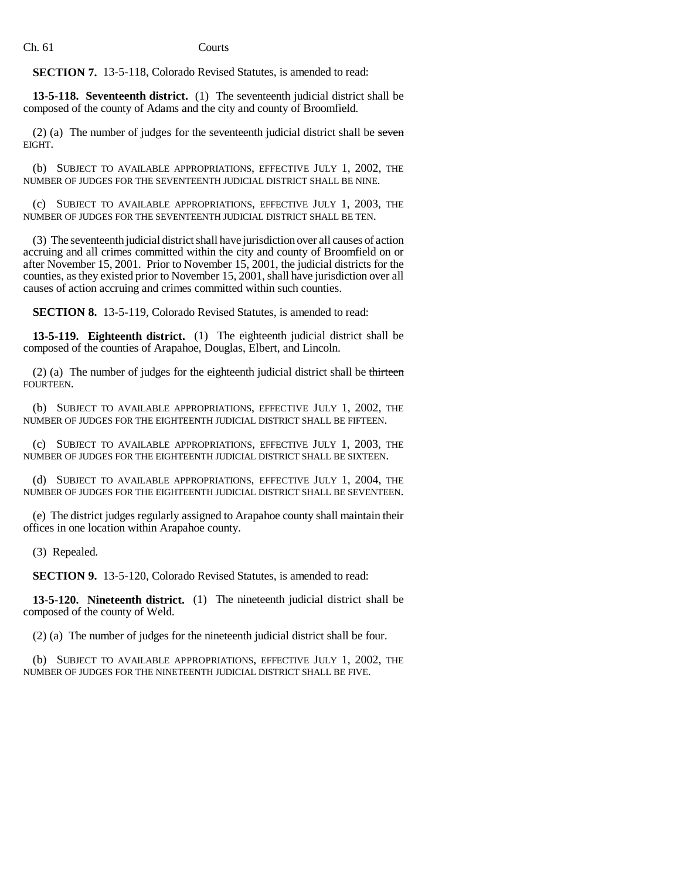**SECTION 7.** 13-5-118, Colorado Revised Statutes, is amended to read:

**13-5-118. Seventeenth district.** (1) The seventeenth judicial district shall be composed of the county of Adams and the city and county of Broomfield.

(2) (a) The number of judges for the seventeenth judicial district shall be ~~seven~~ EIGHT.

(b) SUBJECT TO AVAILABLE APPROPRIATIONS, EFFECTIVE JULY 1, 2002, THE NUMBER OF JUDGES FOR THE SEVENTEENTH JUDICIAL DISTRICT SHALL BE NINE.

(c) SUBJECT TO AVAILABLE APPROPRIATIONS, EFFECTIVE JULY 1, 2003, THE NUMBER OF JUDGES FOR THE SEVENTEENTH JUDICIAL DISTRICT SHALL BE TEN.

(3) The seventeenth judicial district shall have jurisdiction over all causes of action accruing and all crimes committed within the city and county of Broomfield on or after November 15, 2001. Prior to November 15, 2001, the judicial districts for the counties, as they existed prior to November 15, 2001, shall have jurisdiction over all causes of action accruing and crimes committed within such counties.

**SECTION 8.** 13-5-119, Colorado Revised Statutes, is amended to read:

**13-5-119. Eighteenth district.** (1) The eighteenth judicial district shall be composed of the counties of Arapahoe, Douglas, Elbert, and Lincoln.

(2) (a) The number of judges for the eighteenth judicial district shall be ~~thirteen~~ FOURTEEN.

(b) SUBJECT TO AVAILABLE APPROPRIATIONS, EFFECTIVE JULY 1, 2002, THE NUMBER OF JUDGES FOR THE EIGHTEENTH JUDICIAL DISTRICT SHALL BE FIFTEEN.

(c) SUBJECT TO AVAILABLE APPROPRIATIONS, EFFECTIVE JULY 1, 2003, THE NUMBER OF JUDGES FOR THE EIGHTEENTH JUDICIAL DISTRICT SHALL BE SIXTEEN.

(d) SUBJECT TO AVAILABLE APPROPRIATIONS, EFFECTIVE JULY 1, 2004, THE NUMBER OF JUDGES FOR THE EIGHTEENTH JUDICIAL DISTRICT SHALL BE SEVENTEEN.

(e) The district judges regularly assigned to Arapahoe county shall maintain their offices in one location within Arapahoe county.

(3) Repealed.

**SECTION 9.** 13-5-120, Colorado Revised Statutes, is amended to read:

**13-5-120. Nineteenth district.** (1) The nineteenth judicial district shall be composed of the county of Weld.

(2) (a) The number of judges for the nineteenth judicial district shall be four.

(b) SUBJECT TO AVAILABLE APPROPRIATIONS, EFFECTIVE JULY 1, 2002, THE NUMBER OF JUDGES FOR THE NINETEENTH JUDICIAL DISTRICT SHALL BE FIVE.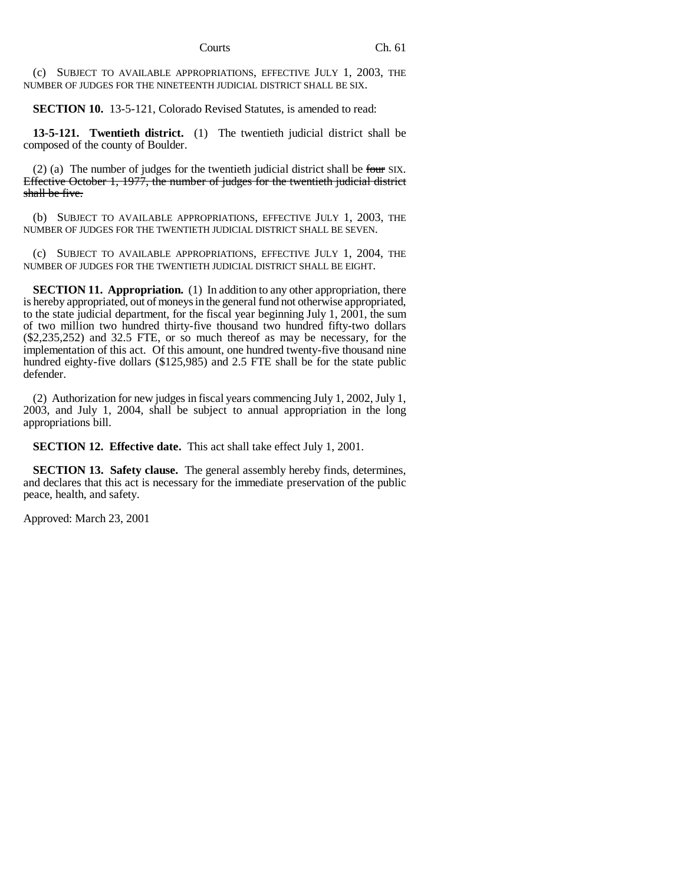(c) SUBJECT TO AVAILABLE APPROPRIATIONS, EFFECTIVE JULY 1, 2003, THE NUMBER OF JUDGES FOR THE NINETEENTH JUDICIAL DISTRICT SHALL BE SIX.

**SECTION 10.** 13-5-121, Colorado Revised Statutes, is amended to read:

**13-5-121. Twentieth district.** (1) The twentieth judicial district shall be composed of the county of Boulder.

(2) (a) The number of judges for the twentieth judicial district shall be ~~four~~ SIX. ~~Effective October 1, 1977, the number of judges for the twentieth judicial district shall be five.~~

(b) SUBJECT TO AVAILABLE APPROPRIATIONS, EFFECTIVE JULY 1, 2003, THE NUMBER OF JUDGES FOR THE TWENTIETH JUDICIAL DISTRICT SHALL BE SEVEN.

(c) SUBJECT TO AVAILABLE APPROPRIATIONS, EFFECTIVE JULY 1, 2004, THE NUMBER OF JUDGES FOR THE TWENTIETH JUDICIAL DISTRICT SHALL BE EIGHT.

**SECTION 11. Appropriation.** (1) In addition to any other appropriation, there is hereby appropriated, out of moneys in the general fund not otherwise appropriated, to the state judicial department, for the fiscal year beginning July 1, 2001, the sum of two million two hundred thirty-five thousand two hundred fifty-two dollars ($2,235,252) and 32.5 FTE, or so much thereof as may be necessary, for the implementation of this act. Of this amount, one hundred twenty-five thousand nine hundred eighty-five dollars ($125,985) and 2.5 FTE shall be for the state public defender.

(2) Authorization for new judges in fiscal years commencing July 1, 2002, July 1, 2003, and July 1, 2004, shall be subject to annual appropriation in the long appropriations bill.

**SECTION 12. Effective date.** This act shall take effect July 1, 2001.

**SECTION 13. Safety clause.** The general assembly hereby finds, determines, and declares that this act is necessary for the immediate preservation of the public peace, health, and safety.

Approved: March 23, 2001